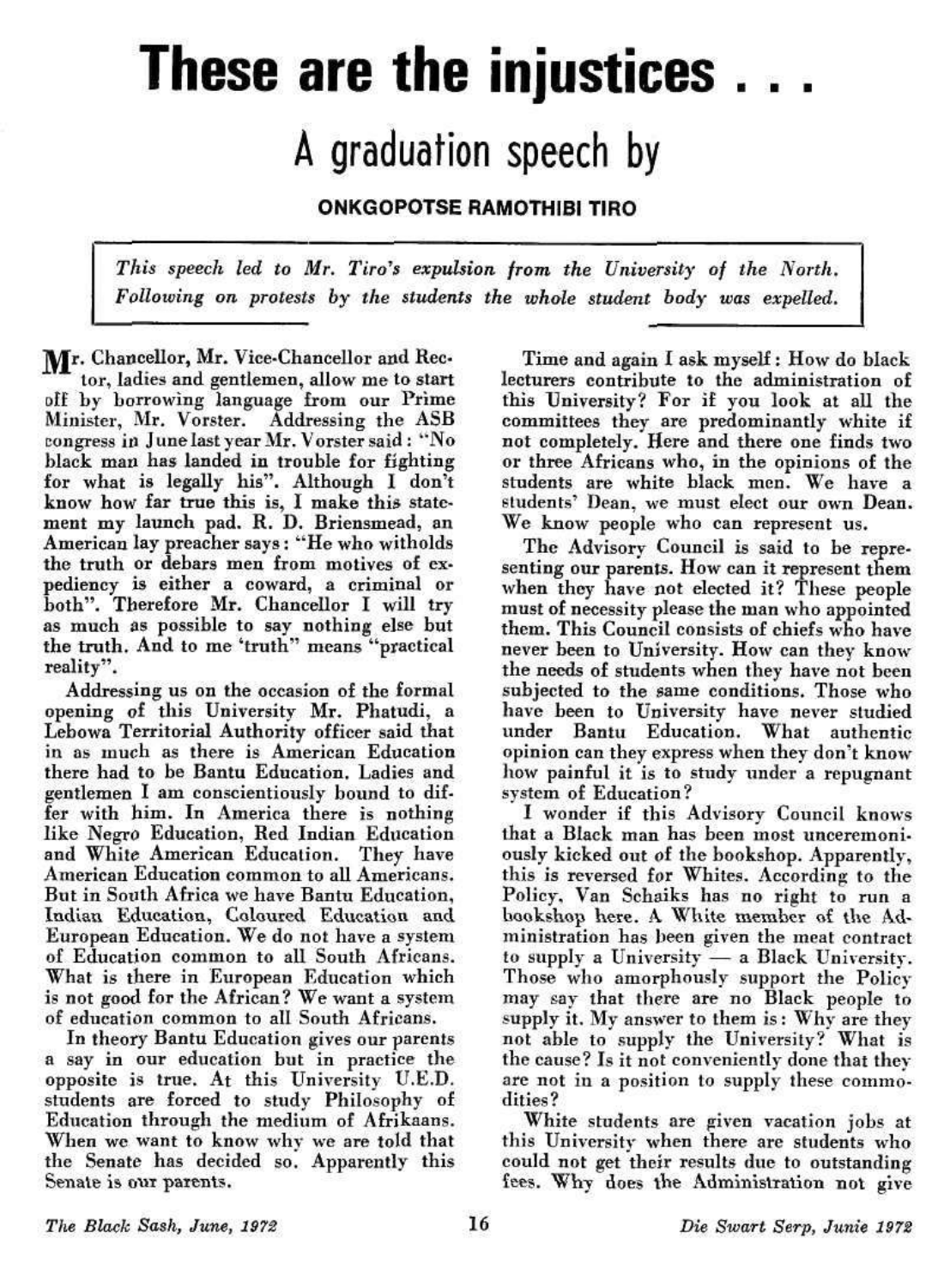# These are the injustices . . .

## A graduation speech by

**ONKGOPOTSE RAMOTHIBI TIRO**

*This speech led to Mr. Tiro's expulsion from the University of the North. Following on protests by the students the whole student body was expelled.*

Mr. Chancellor, Mr. Vice-Chancellor and Rector, ladies and gentlemen, allow me to start off by borrowing language from our Prime Minister, Mr. Vorster. Addressing the ASB congress in June last year Mr. Vorster said: "No black man has landed in trouble for fighting for what is legally his". Although I don't know how far true this is, I make this statement my launch pad. R. D. Briensmead, an American lay preacher says: "He who witholds the truth or debars men from motives of expediency is either a coward, a criminal or both". Therefore Mr. Chancellor I will try as much as possible to say nothing else but the truth. And to me 'truth" means "practical reality".

Addressing us on the occasion of the formal opening of this University Mr. Phatudi, a Lebowa Territorial Authority officer said that in as much as there is American Education there had to be Bantu Education. Ladies and gentlemen I am conscientiously bound to differ with him. In America there is nothing like Negro Education, Red Indian Education and White American Education. They have American Education common to all Americans. But in South Africa we have Bantu Education, Indian Education, Coloured Education and European Education. We do not have a system of Education common to all South Africans. What is there in European Education which is not good for the African? We want a system of education common to all South Africans.

In theory Bantu Education gives our parents a say in our education but in practice the opposite is true. At this University U.E.D. students are forced to study Philosophy of Education through the medium of Afrikaans. When we want to know why we are told that the Senate has decided so. Apparently this Senate is our parents.

Time and again I ask myself: How do black lecturers contribute to the administration of this University? For if you look at all the committees they are predominantly white if not completely. Here and there one finds two or three Africans who, in the opinions of the students are white black men. We have a students' Dean, we must elect our own Dean. We know people who can represent us.

The Advisory Council is said to be representing our parents. How can it represent them when they have not elected it? These people must of necessity please the man who appointed them. This Council consists of chiefs who have never been to University. How can they know the needs of students when they have not been subjected to the same conditions. Those who have been to University have never studied under Bantu Education. What authentic opinion can they express when they don't know how painful it is to study under a repugnant system of Education?

I wonder if this Advisory Council knows that a Black man has been most unceremoniously kicked out of the bookshop. Apparently, this is reversed for Whites. According to the Policy, Van Schaiks has no right to run a bookshop here. A White member of the Administration has been given the meat contract to supply a University — a Black University. Those who amorphously support the Policy may say that there are no Black people to supply it. My answer to them is: Why are they not able to supply the University? What is the cause? Is it not conveniently done that they are not in a position to supply these commodities?

White students are given vacation jobs at this University when there are students who could not get their results due to outstanding fees. Why does the Administration not give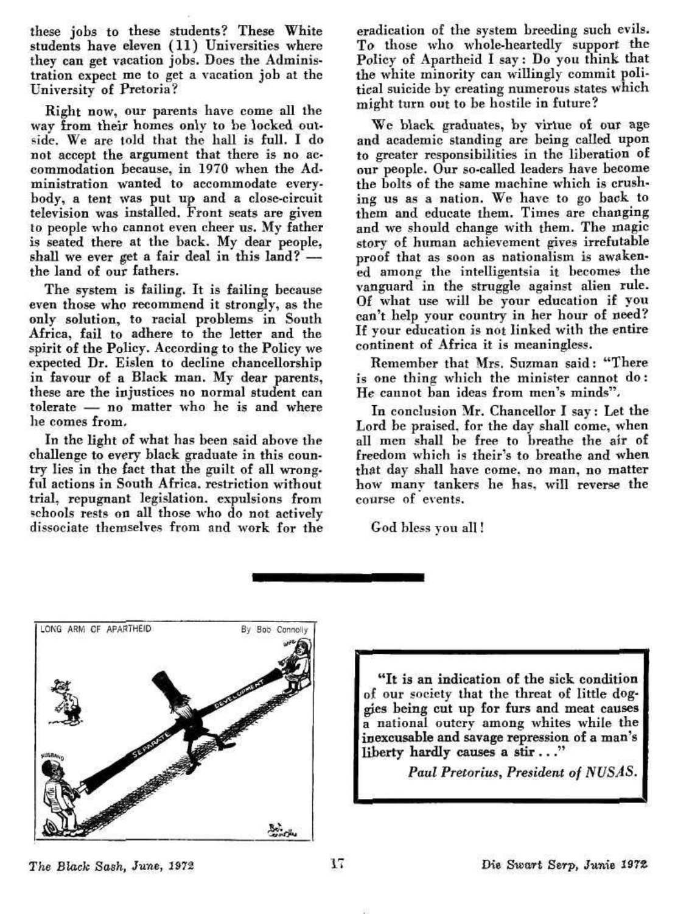these jobs to these students? These White students have eleven (11) Universities where they can get vacation jobs. Does the Administration expect me to get a vacation job at the University of Pretoria?

Right now, our parents have come all the way from their homes only to be locked outside. We are told that the hall is full. I do not accept the argument that there is no accommodation because, in 1970 when the Administration wanted to accommodate everybody, a tent was put up and a close-circuit television was installed. Front seats are given to people who cannot even cheer us. My father is seated there at the back. My dear people, shall we ever get a fair deal in this land? — the land of our fathers.

The system is failing. It is failing because even those who recommend it strongly, as the only solution, to racial problems in South Africa, fail to adhere to the letter and the spirit of the Policy. According to the Policy we expected Dr. Eislen to decline chancellorship in favour of a Black man. My dear parents, these are the injustices no normal student can tolerate — no matter who he is and where he comes from.

In the light of what has been said above the challenge to every black graduate in this country lies in the fact that the guilt of all wrongful actions in South Africa, restriction without trial, repugnant legislation, expulsions from schools rests on all those who do not actively dissociate themselves from and work for the eradication of the system breeding such evils. To those who whole-heartedly support the Policy of Apartheid I say: Do you think that the white minority can willingly commit political suicide by creating numerous states which might turn out to be hostile in future?

We black graduates, by virtue of our age and academic standing are being called upon to greater responsibilities in the liberation of our people. Our so-called leaders have become the bolts of the same machine which is crushing us as a nation. We have to go back to them and educate them. Times are changing and we should change with them. The magic story of human achievement gives irrefutable proof that as soon as nationalism is awakened among the intelligentsia it becomes the vanguard in the struggle against alien rule. Of what use will be your education if you can't help your country in her hour of need? If your education is not linked with the entire continent of Africa it is meaningless.

Remember that Mrs. Suzman said: "There is one thing which the minister cannot do: He cannot ban ideas from men's minds".

In conclusion Mr. Chancellor I say: Let the Lord be praised, for the day shall come, when all men shall be free to breathe the air of freedom which is their's to breathe and when that day shall have come, no man, no matter how many tankers he has, will reverse the course of events.

God bless you all!

LONG ARM OF APARTHEID

By Bob Connolly

WIFE

SEPARATE DEVELOPMENT

HUSBAND

> **"It is an indication of the sick condition of our society that the threat of little doggies being cut up for furs and meat causes a national outcry among whites while the inexcusable and savage repression of a man's liberty hardly causes a stir . . ."**
>
> ***Paul Pretorius, President of NUSAS.***